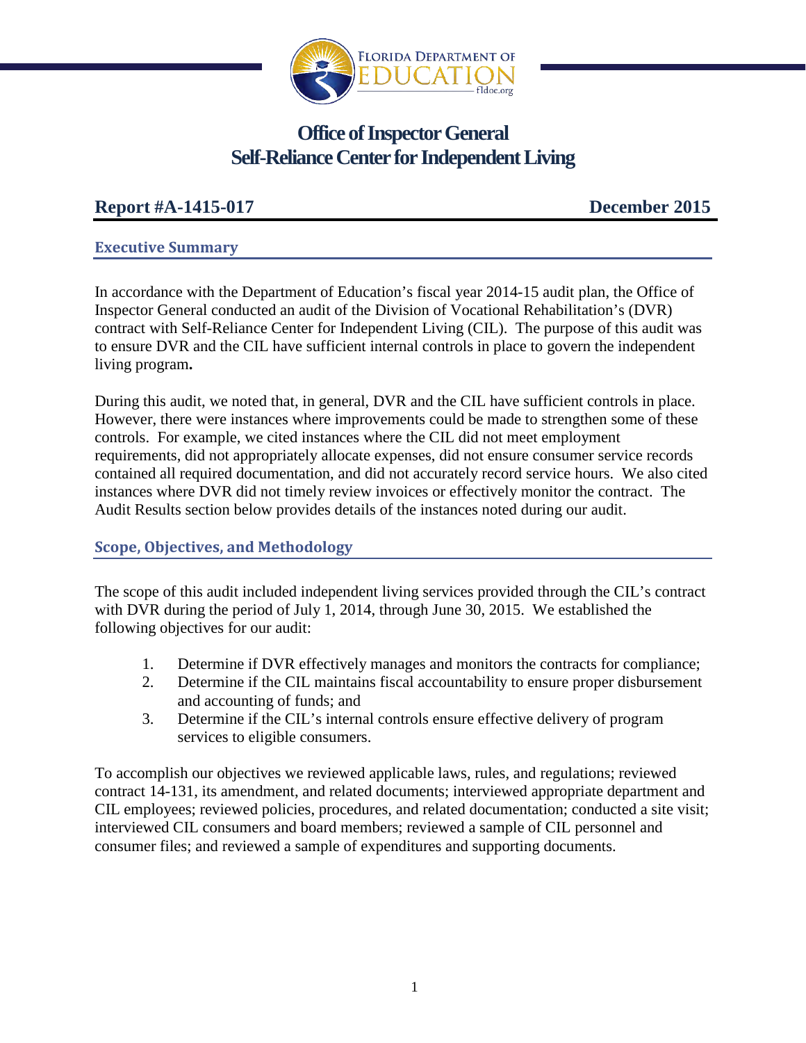# Office of Inspector General
# Self-Reliance Center for Independent Living

**Report #A-1415-017** **December 2015**

## Executive Summary

In accordance with the Department of Education's fiscal year 2014-15 audit plan, the Office of Inspector General conducted an audit of the Division of Vocational Rehabilitation's (DVR) contract with Self-Reliance Center for Independent Living (CIL). The purpose of this audit was to ensure DVR and the CIL have sufficient internal controls in place to govern the independent living program**.**

During this audit, we noted that, in general, DVR and the CIL have sufficient controls in place. However, there were instances where improvements could be made to strengthen some of these controls. For example, we cited instances where the CIL did not meet employment requirements, did not appropriately allocate expenses, did not ensure consumer service records contained all required documentation, and did not accurately record service hours. We also cited instances where DVR did not timely review invoices or effectively monitor the contract. The Audit Results section below provides details of the instances noted during our audit.

## Scope, Objectives, and Methodology

The scope of this audit included independent living services provided through the CIL's contract with DVR during the period of July 1, 2014, through June 30, 2015. We established the following objectives for our audit:

1. Determine if DVR effectively manages and monitors the contracts for compliance;
2. Determine if the CIL maintains fiscal accountability to ensure proper disbursement and accounting of funds; and
3. Determine if the CIL's internal controls ensure effective delivery of program services to eligible consumers.

To accomplish our objectives we reviewed applicable laws, rules, and regulations; reviewed contract 14-131, its amendment, and related documents; interviewed appropriate department and CIL employees; reviewed policies, procedures, and related documentation; conducted a site visit; interviewed CIL consumers and board members; reviewed a sample of CIL personnel and consumer files; and reviewed a sample of expenditures and supporting documents.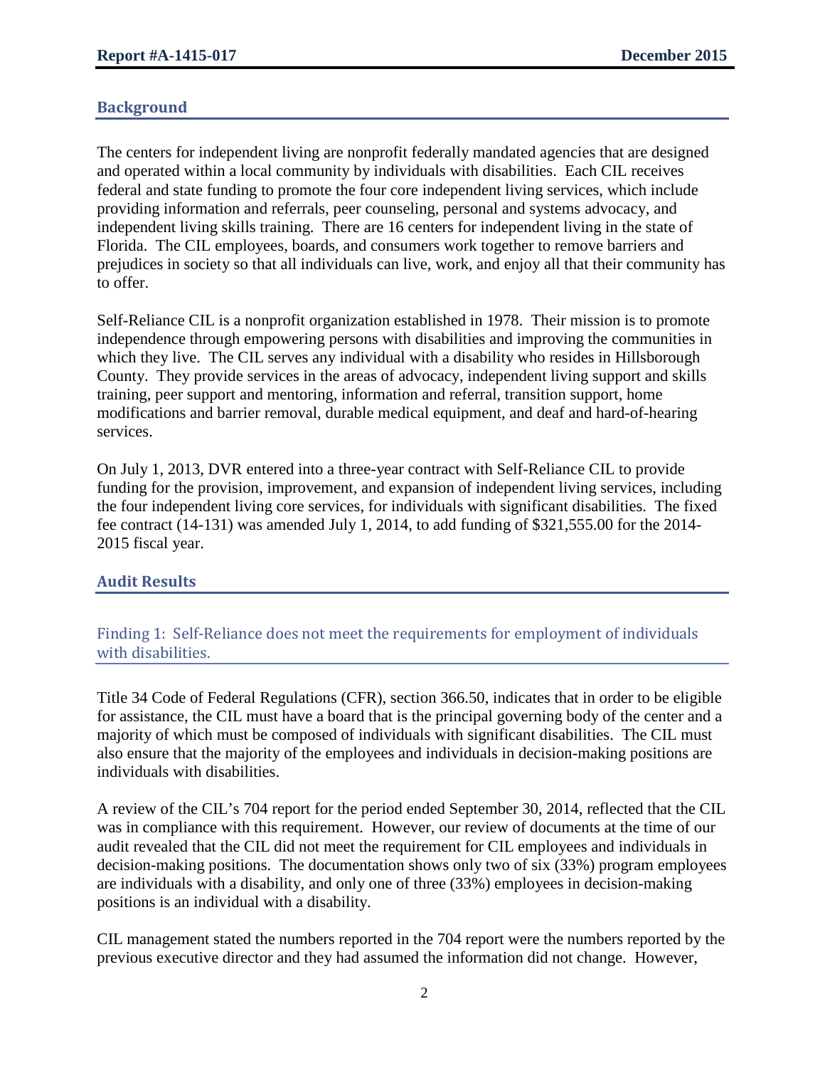## Background

The centers for independent living are nonprofit federally mandated agencies that are designed and operated within a local community by individuals with disabilities. Each CIL receives federal and state funding to promote the four core independent living services, which include providing information and referrals, peer counseling, personal and systems advocacy, and independent living skills training. There are 16 centers for independent living in the state of Florida. The CIL employees, boards, and consumers work together to remove barriers and prejudices in society so that all individuals can live, work, and enjoy all that their community has to offer.

Self-Reliance CIL is a nonprofit organization established in 1978. Their mission is to promote independence through empowering persons with disabilities and improving the communities in which they live. The CIL serves any individual with a disability who resides in Hillsborough County. They provide services in the areas of advocacy, independent living support and skills training, peer support and mentoring, information and referral, transition support, home modifications and barrier removal, durable medical equipment, and deaf and hard-of-hearing services.

On July 1, 2013, DVR entered into a three-year contract with Self-Reliance CIL to provide funding for the provision, improvement, and expansion of independent living services, including the four independent living core services, for individuals with significant disabilities. The fixed fee contract (14-131) was amended July 1, 2014, to add funding of $321,555.00 for the 2014-2015 fiscal year.

## Audit Results

### Finding 1: Self-Reliance does not meet the requirements for employment of individuals with disabilities.

Title 34 Code of Federal Regulations (CFR), section 366.50, indicates that in order to be eligible for assistance, the CIL must have a board that is the principal governing body of the center and a majority of which must be composed of individuals with significant disabilities. The CIL must also ensure that the majority of the employees and individuals in decision-making positions are individuals with disabilities.

A review of the CIL's 704 report for the period ended September 30, 2014, reflected that the CIL was in compliance with this requirement. However, our review of documents at the time of our audit revealed that the CIL did not meet the requirement for CIL employees and individuals in decision-making positions. The documentation shows only two of six (33%) program employees are individuals with a disability, and only one of three (33%) employees in decision-making positions is an individual with a disability.

CIL management stated the numbers reported in the 704 report were the numbers reported by the previous executive director and they had assumed the information did not change. However,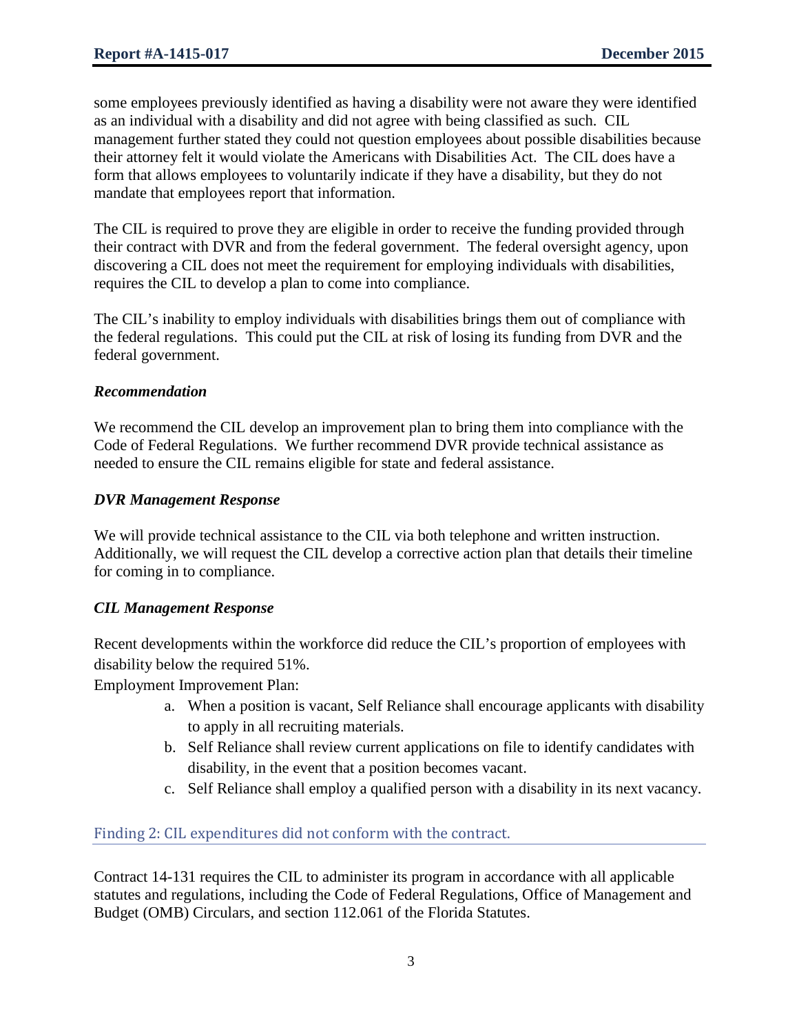some employees previously identified as having a disability were not aware they were identified as an individual with a disability and did not agree with being classified as such. CIL management further stated they could not question employees about possible disabilities because their attorney felt it would violate the Americans with Disabilities Act. The CIL does have a form that allows employees to voluntarily indicate if they have a disability, but they do not mandate that employees report that information.

The CIL is required to prove they are eligible in order to receive the funding provided through their contract with DVR and from the federal government. The federal oversight agency, upon discovering a CIL does not meet the requirement for employing individuals with disabilities, requires the CIL to develop a plan to come into compliance.

The CIL's inability to employ individuals with disabilities brings them out of compliance with the federal regulations. This could put the CIL at risk of losing its funding from DVR and the federal government.

#### *Recommendation*

We recommend the CIL develop an improvement plan to bring them into compliance with the Code of Federal Regulations. We further recommend DVR provide technical assistance as needed to ensure the CIL remains eligible for state and federal assistance.

#### *DVR Management Response*

We will provide technical assistance to the CIL via both telephone and written instruction. Additionally, we will request the CIL develop a corrective action plan that details their timeline for coming in to compliance.

#### *CIL Management Response*

Recent developments within the workforce did reduce the CIL's proportion of employees with disability below the required 51%.

Employment Improvement Plan:

a. When a position is vacant, Self Reliance shall encourage applicants with disability to apply in all recruiting materials.
b. Self Reliance shall review current applications on file to identify candidates with disability, in the event that a position becomes vacant.
c. Self Reliance shall employ a qualified person with a disability in its next vacancy.

### Finding 2: CIL expenditures did not conform with the contract.

Contract 14-131 requires the CIL to administer its program in accordance with all applicable statutes and regulations, including the Code of Federal Regulations, Office of Management and Budget (OMB) Circulars, and section 112.061 of the Florida Statutes.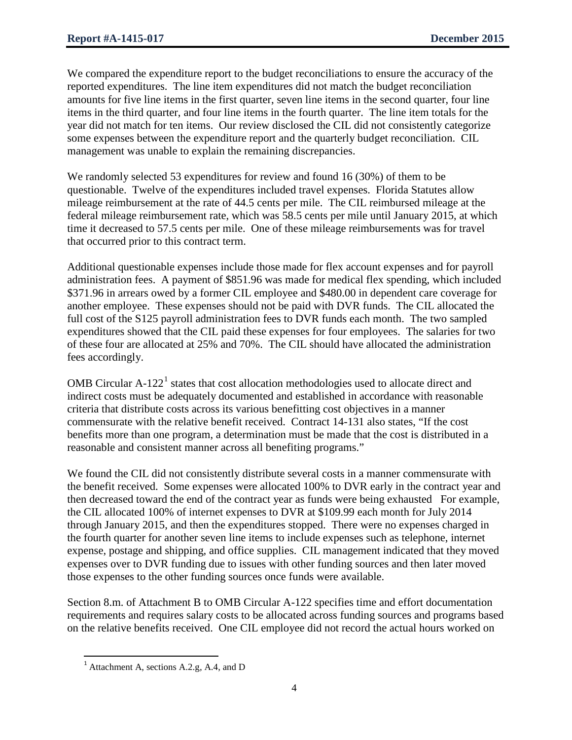We compared the expenditure report to the budget reconciliations to ensure the accuracy of the reported expenditures. The line item expenditures did not match the budget reconciliation amounts for five line items in the first quarter, seven line items in the second quarter, four line items in the third quarter, and four line items in the fourth quarter. The line item totals for the year did not match for ten items. Our review disclosed the CIL did not consistently categorize some expenses between the expenditure report and the quarterly budget reconciliation. CIL management was unable to explain the remaining discrepancies.

We randomly selected 53 expenditures for review and found 16 (30%) of them to be questionable. Twelve of the expenditures included travel expenses. Florida Statutes allow mileage reimbursement at the rate of 44.5 cents per mile. The CIL reimbursed mileage at the federal mileage reimbursement rate, which was 58.5 cents per mile until January 2015, at which time it decreased to 57.5 cents per mile. One of these mileage reimbursements was for travel that occurred prior to this contract term.

Additional questionable expenses include those made for flex account expenses and for payroll administration fees. A payment of $851.96 was made for medical flex spending, which included $371.96 in arrears owed by a former CIL employee and $480.00 in dependent care coverage for another employee. These expenses should not be paid with DVR funds. The CIL allocated the full cost of the S125 payroll administration fees to DVR funds each month. The two sampled expenditures showed that the CIL paid these expenses for four employees. The salaries for two of these four are allocated at 25% and 70%. The CIL should have allocated the administration fees accordingly.

OMB Circular A-122[1] states that cost allocation methodologies used to allocate direct and indirect costs must be adequately documented and established in accordance with reasonable criteria that distribute costs across its various benefitting cost objectives in a manner commensurate with the relative benefit received. Contract 14-131 also states, "If the cost benefits more than one program, a determination must be made that the cost is distributed in a reasonable and consistent manner across all benefiting programs."

We found the CIL did not consistently distribute several costs in a manner commensurate with the benefit received. Some expenses were allocated 100% to DVR early in the contract year and then decreased toward the end of the contract year as funds were being exhausted For example, the CIL allocated 100% of internet expenses to DVR at $109.99 each month for July 2014 through January 2015, and then the expenditures stopped. There were no expenses charged in the fourth quarter for another seven line items to include expenses such as telephone, internet expense, postage and shipping, and office supplies. CIL management indicated that they moved expenses over to DVR funding due to issues with other funding sources and then later moved those expenses to the other funding sources once funds were available.

Section 8.m. of Attachment B to OMB Circular A-122 specifies time and effort documentation requirements and requires salary costs to be allocated across funding sources and programs based on the relative benefits received. One CIL employee did not record the actual hours worked on

[1] Attachment A, sections A.2.g, A.4, and D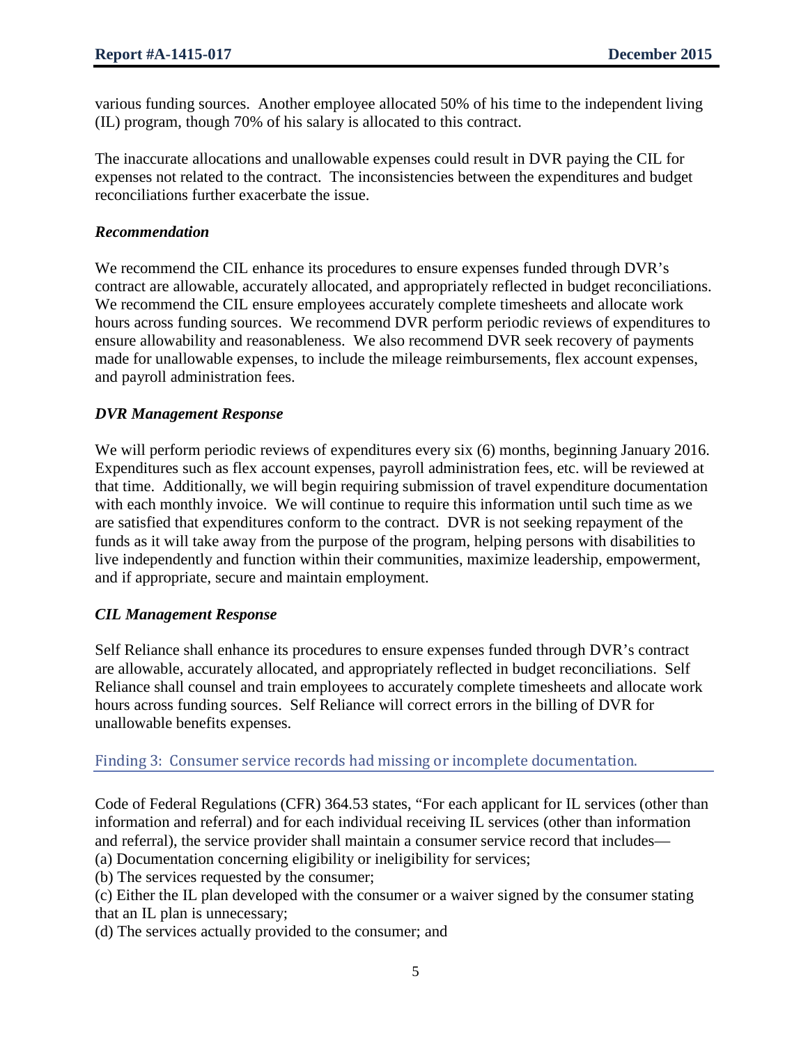various funding sources. Another employee allocated 50% of his time to the independent living (IL) program, though 70% of his salary is allocated to this contract.

The inaccurate allocations and unallowable expenses could result in DVR paying the CIL for expenses not related to the contract. The inconsistencies between the expenditures and budget reconciliations further exacerbate the issue.

### *Recommendation*

We recommend the CIL enhance its procedures to ensure expenses funded through DVR's contract are allowable, accurately allocated, and appropriately reflected in budget reconciliations. We recommend the CIL ensure employees accurately complete timesheets and allocate work hours across funding sources. We recommend DVR perform periodic reviews of expenditures to ensure allowability and reasonableness. We also recommend DVR seek recovery of payments made for unallowable expenses, to include the mileage reimbursements, flex account expenses, and payroll administration fees.

### *DVR Management Response*

We will perform periodic reviews of expenditures every six (6) months, beginning January 2016. Expenditures such as flex account expenses, payroll administration fees, etc. will be reviewed at that time. Additionally, we will begin requiring submission of travel expenditure documentation with each monthly invoice. We will continue to require this information until such time as we are satisfied that expenditures conform to the contract. DVR is not seeking repayment of the funds as it will take away from the purpose of the program, helping persons with disabilities to live independently and function within their communities, maximize leadership, empowerment, and if appropriate, secure and maintain employment.

### *CIL Management Response*

Self Reliance shall enhance its procedures to ensure expenses funded through DVR's contract are allowable, accurately allocated, and appropriately reflected in budget reconciliations. Self Reliance shall counsel and train employees to accurately complete timesheets and allocate work hours across funding sources. Self Reliance will correct errors in the billing of DVR for unallowable benefits expenses.

## Finding 3: Consumer service records had missing or incomplete documentation.

Code of Federal Regulations (CFR) 364.53 states, "For each applicant for IL services (other than information and referral) and for each individual receiving IL services (other than information and referral), the service provider shall maintain a consumer service record that includes—

(a) Documentation concerning eligibility or ineligibility for services;

(b) The services requested by the consumer;

(c) Either the IL plan developed with the consumer or a waiver signed by the consumer stating that an IL plan is unnecessary;

(d) The services actually provided to the consumer; and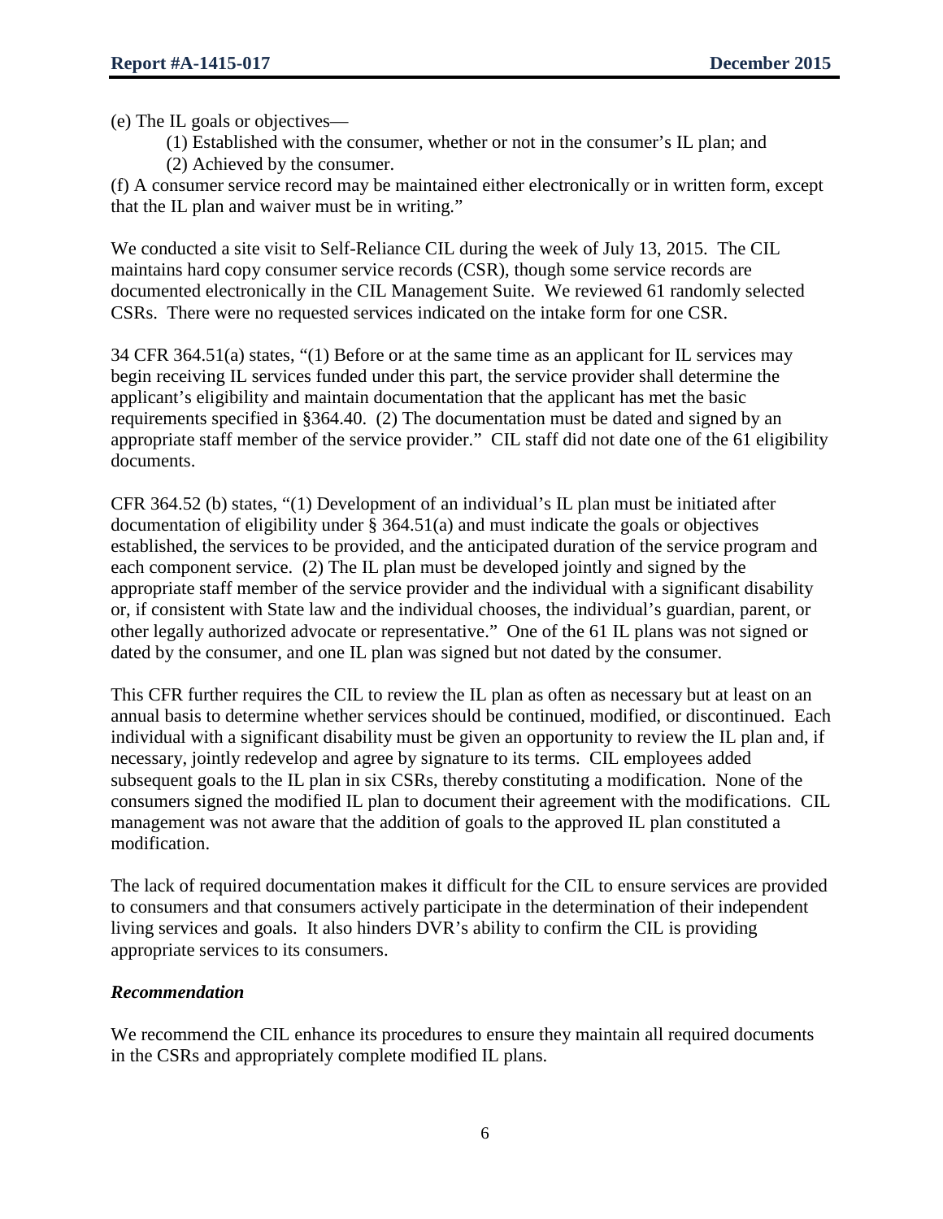(e) The IL goals or objectives—

(1) Established with the consumer, whether or not in the consumer's IL plan; and

(2) Achieved by the consumer.

(f) A consumer service record may be maintained either electronically or in written form, except that the IL plan and waiver must be in writing."

We conducted a site visit to Self-Reliance CIL during the week of July 13, 2015. The CIL maintains hard copy consumer service records (CSR), though some service records are documented electronically in the CIL Management Suite. We reviewed 61 randomly selected CSRs. There were no requested services indicated on the intake form for one CSR.

34 CFR 364.51(a) states, "(1) Before or at the same time as an applicant for IL services may begin receiving IL services funded under this part, the service provider shall determine the applicant's eligibility and maintain documentation that the applicant has met the basic requirements specified in §364.40. (2) The documentation must be dated and signed by an appropriate staff member of the service provider." CIL staff did not date one of the 61 eligibility documents.

CFR 364.52 (b) states, "(1) Development of an individual's IL plan must be initiated after documentation of eligibility under § 364.51(a) and must indicate the goals or objectives established, the services to be provided, and the anticipated duration of the service program and each component service. (2) The IL plan must be developed jointly and signed by the appropriate staff member of the service provider and the individual with a significant disability or, if consistent with State law and the individual chooses, the individual's guardian, parent, or other legally authorized advocate or representative." One of the 61 IL plans was not signed or dated by the consumer, and one IL plan was signed but not dated by the consumer.

This CFR further requires the CIL to review the IL plan as often as necessary but at least on an annual basis to determine whether services should be continued, modified, or discontinued. Each individual with a significant disability must be given an opportunity to review the IL plan and, if necessary, jointly redevelop and agree by signature to its terms. CIL employees added subsequent goals to the IL plan in six CSRs, thereby constituting a modification. None of the consumers signed the modified IL plan to document their agreement with the modifications. CIL management was not aware that the addition of goals to the approved IL plan constituted a modification.

The lack of required documentation makes it difficult for the CIL to ensure services are provided to consumers and that consumers actively participate in the determination of their independent living services and goals. It also hinders DVR's ability to confirm the CIL is providing appropriate services to its consumers.

### *Recommendation*

We recommend the CIL enhance its procedures to ensure they maintain all required documents in the CSRs and appropriately complete modified IL plans.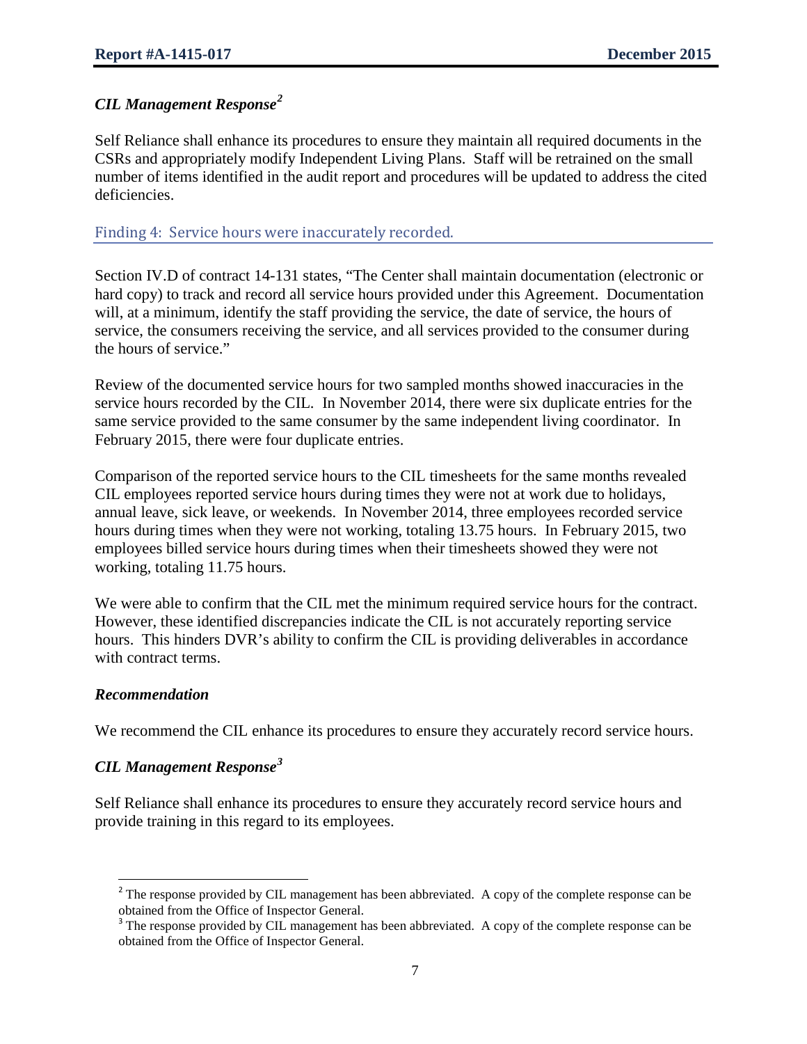### *CIL Management Response*[2]

Self Reliance shall enhance its procedures to ensure they maintain all required documents in the CSRs and appropriately modify Independent Living Plans. Staff will be retrained on the small number of items identified in the audit report and procedures will be updated to address the cited deficiencies.

## Finding 4: Service hours were inaccurately recorded.

Section IV.D of contract 14-131 states, "The Center shall maintain documentation (electronic or hard copy) to track and record all service hours provided under this Agreement. Documentation will, at a minimum, identify the staff providing the service, the date of service, the hours of service, the consumers receiving the service, and all services provided to the consumer during the hours of service."

Review of the documented service hours for two sampled months showed inaccuracies in the service hours recorded by the CIL. In November 2014, there were six duplicate entries for the same service provided to the same consumer by the same independent living coordinator. In February 2015, there were four duplicate entries.

Comparison of the reported service hours to the CIL timesheets for the same months revealed CIL employees reported service hours during times they were not at work due to holidays, annual leave, sick leave, or weekends. In November 2014, three employees recorded service hours during times when they were not working, totaling 13.75 hours. In February 2015, two employees billed service hours during times when their timesheets showed they were not working, totaling 11.75 hours.

We were able to confirm that the CIL met the minimum required service hours for the contract. However, these identified discrepancies indicate the CIL is not accurately reporting service hours. This hinders DVR's ability to confirm the CIL is providing deliverables in accordance with contract terms.

### *Recommendation*

We recommend the CIL enhance its procedures to ensure they accurately record service hours.

### *CIL Management Response*[3]

Self Reliance shall enhance its procedures to ensure they accurately record service hours and provide training in this regard to its employees.

---

[2] The response provided by CIL management has been abbreviated. A copy of the complete response can be obtained from the Office of Inspector General.

[3] The response provided by CIL management has been abbreviated. A copy of the complete response can be obtained from the Office of Inspector General.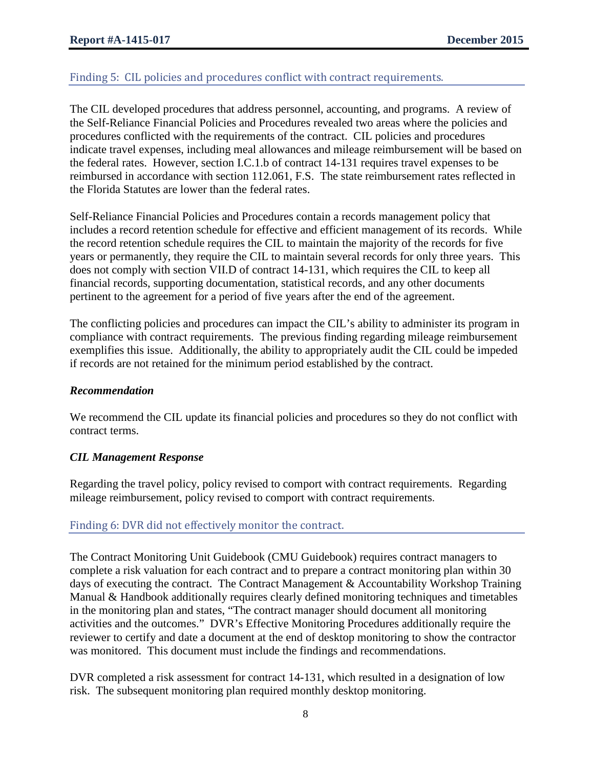## Finding 5: CIL policies and procedures conflict with contract requirements.

The CIL developed procedures that address personnel, accounting, and programs. A review of the Self-Reliance Financial Policies and Procedures revealed two areas where the policies and procedures conflicted with the requirements of the contract. CIL policies and procedures indicate travel expenses, including meal allowances and mileage reimbursement will be based on the federal rates. However, section I.C.1.b of contract 14-131 requires travel expenses to be reimbursed in accordance with section 112.061, F.S. The state reimbursement rates reflected in the Florida Statutes are lower than the federal rates.

Self-Reliance Financial Policies and Procedures contain a records management policy that includes a record retention schedule for effective and efficient management of its records. While the record retention schedule requires the CIL to maintain the majority of the records for five years or permanently, they require the CIL to maintain several records for only three years. This does not comply with section VII.D of contract 14-131, which requires the CIL to keep all financial records, supporting documentation, statistical records, and any other documents pertinent to the agreement for a period of five years after the end of the agreement.

The conflicting policies and procedures can impact the CIL's ability to administer its program in compliance with contract requirements. The previous finding regarding mileage reimbursement exemplifies this issue. Additionally, the ability to appropriately audit the CIL could be impeded if records are not retained for the minimum period established by the contract.

### *Recommendation*

We recommend the CIL update its financial policies and procedures so they do not conflict with contract terms.

### *CIL Management Response*

Regarding the travel policy, policy revised to comport with contract requirements. Regarding mileage reimbursement, policy revised to comport with contract requirements.

## Finding 6: DVR did not effectively monitor the contract.

The Contract Monitoring Unit Guidebook (CMU Guidebook) requires contract managers to complete a risk valuation for each contract and to prepare a contract monitoring plan within 30 days of executing the contract. The Contract Management & Accountability Workshop Training Manual & Handbook additionally requires clearly defined monitoring techniques and timetables in the monitoring plan and states, "The contract manager should document all monitoring activities and the outcomes." DVR's Effective Monitoring Procedures additionally require the reviewer to certify and date a document at the end of desktop monitoring to show the contractor was monitored. This document must include the findings and recommendations.

DVR completed a risk assessment for contract 14-131, which resulted in a designation of low risk. The subsequent monitoring plan required monthly desktop monitoring.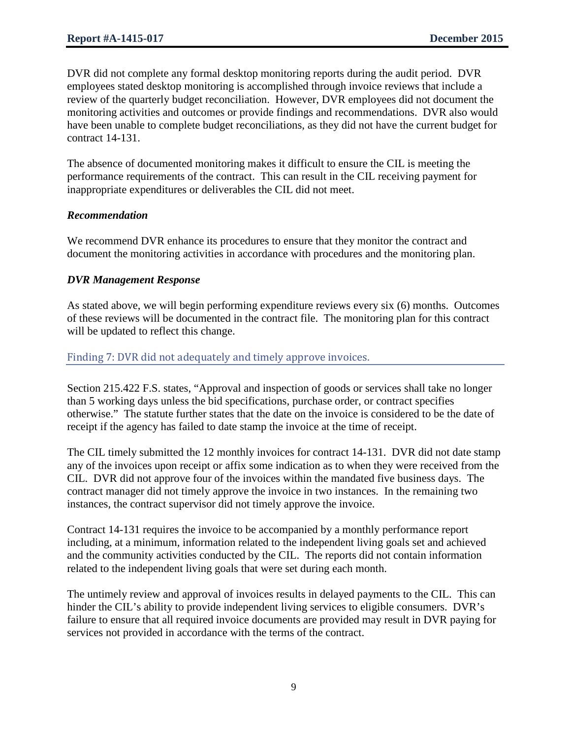DVR did not complete any formal desktop monitoring reports during the audit period. DVR employees stated desktop monitoring is accomplished through invoice reviews that include a review of the quarterly budget reconciliation. However, DVR employees did not document the monitoring activities and outcomes or provide findings and recommendations. DVR also would have been unable to complete budget reconciliations, as they did not have the current budget for contract 14-131.

The absence of documented monitoring makes it difficult to ensure the CIL is meeting the performance requirements of the contract. This can result in the CIL receiving payment for inappropriate expenditures or deliverables the CIL did not meet.

### *Recommendation*

We recommend DVR enhance its procedures to ensure that they monitor the contract and document the monitoring activities in accordance with procedures and the monitoring plan.

### *DVR Management Response*

As stated above, we will begin performing expenditure reviews every six (6) months. Outcomes of these reviews will be documented in the contract file. The monitoring plan for this contract will be updated to reflect this change.

## Finding 7: DVR did not adequately and timely approve invoices.

Section 215.422 F.S. states, "Approval and inspection of goods or services shall take no longer than 5 working days unless the bid specifications, purchase order, or contract specifies otherwise." The statute further states that the date on the invoice is considered to be the date of receipt if the agency has failed to date stamp the invoice at the time of receipt.

The CIL timely submitted the 12 monthly invoices for contract 14-131. DVR did not date stamp any of the invoices upon receipt or affix some indication as to when they were received from the CIL. DVR did not approve four of the invoices within the mandated five business days. The contract manager did not timely approve the invoice in two instances. In the remaining two instances, the contract supervisor did not timely approve the invoice.

Contract 14-131 requires the invoice to be accompanied by a monthly performance report including, at a minimum, information related to the independent living goals set and achieved and the community activities conducted by the CIL. The reports did not contain information related to the independent living goals that were set during each month.

The untimely review and approval of invoices results in delayed payments to the CIL. This can hinder the CIL's ability to provide independent living services to eligible consumers. DVR's failure to ensure that all required invoice documents are provided may result in DVR paying for services not provided in accordance with the terms of the contract.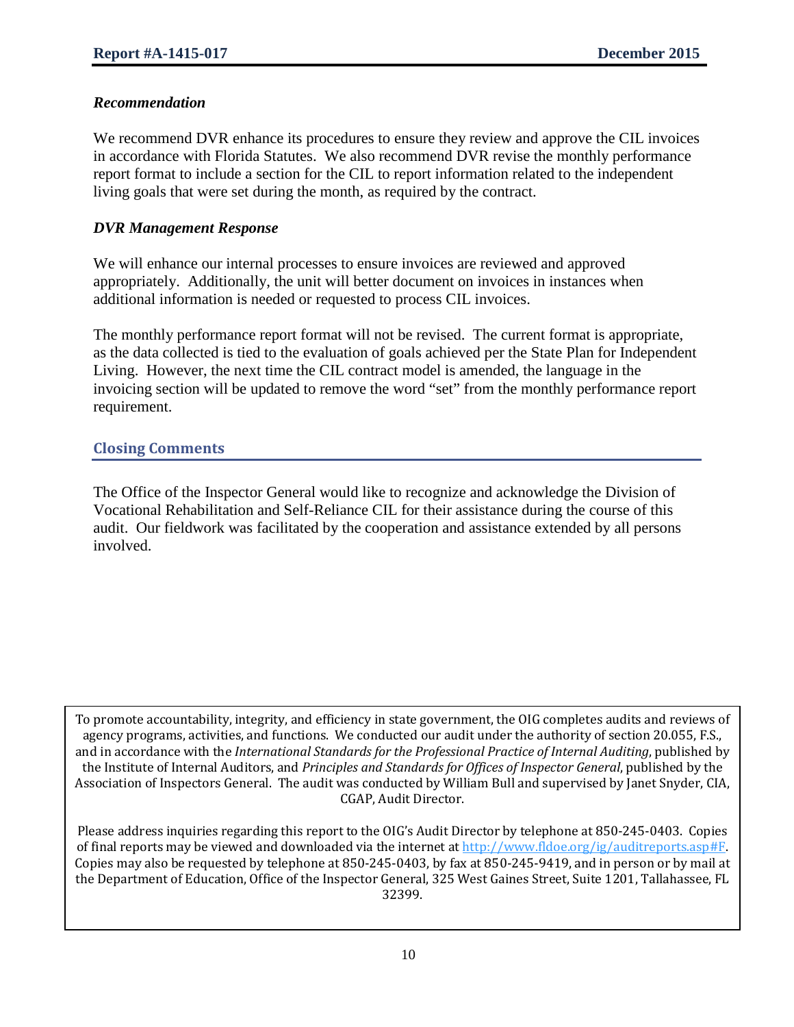### *Recommendation*

We recommend DVR enhance its procedures to ensure they review and approve the CIL invoices in accordance with Florida Statutes. We also recommend DVR revise the monthly performance report format to include a section for the CIL to report information related to the independent living goals that were set during the month, as required by the contract.

### *DVR Management Response*

We will enhance our internal processes to ensure invoices are reviewed and approved appropriately. Additionally, the unit will better document on invoices in instances when additional information is needed or requested to process CIL invoices.

The monthly performance report format will not be revised. The current format is appropriate, as the data collected is tied to the evaluation of goals achieved per the State Plan for Independent Living. However, the next time the CIL contract model is amended, the language in the invoicing section will be updated to remove the word "set" from the monthly performance report requirement.

## Closing Comments

The Office of the Inspector General would like to recognize and acknowledge the Division of Vocational Rehabilitation and Self-Reliance CIL for their assistance during the course of this audit. Our fieldwork was facilitated by the cooperation and assistance extended by all persons involved.

To promote accountability, integrity, and efficiency in state government, the OIG completes audits and reviews of agency programs, activities, and functions. We conducted our audit under the authority of section 20.055, F.S., and in accordance with the *International Standards for the Professional Practice of Internal Auditing*, published by the Institute of Internal Auditors, and *Principles and Standards for Offices of Inspector General*, published by the Association of Inspectors General. The audit was conducted by William Bull and supervised by Janet Snyder, CIA, CGAP, Audit Director.

Please address inquiries regarding this report to the OIG's Audit Director by telephone at 850-245-0403. Copies of final reports may be viewed and downloaded via the internet at http://www.fldoe.org/ig/auditreports.asp#F. Copies may also be requested by telephone at 850-245-0403, by fax at 850-245-9419, and in person or by mail at the Department of Education, Office of the Inspector General, 325 West Gaines Street, Suite 1201, Tallahassee, FL 32399.